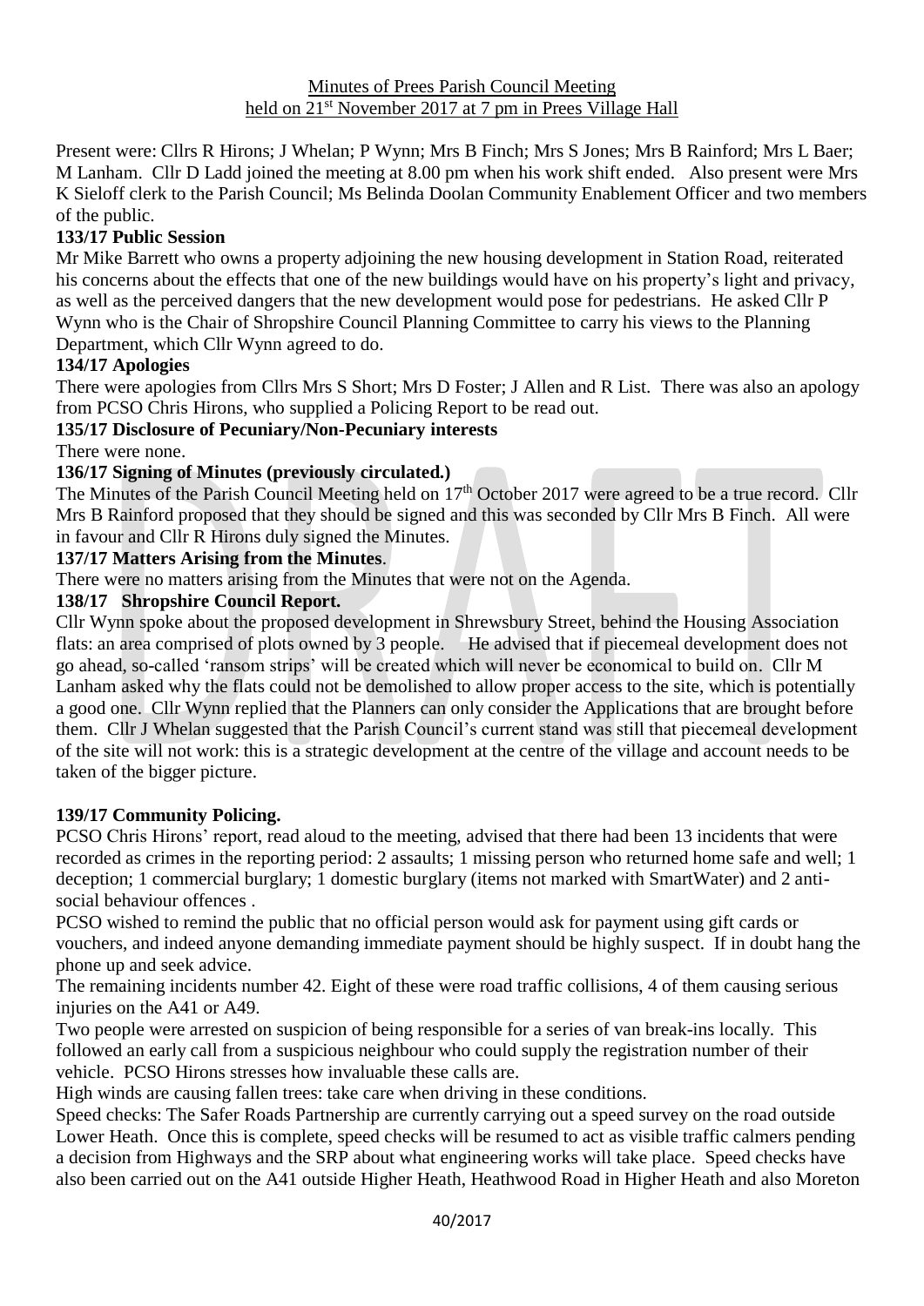Minutes of Prees Parish Council Meeting
held on 21st November 2017 at 7 pm in Prees Village Hall

Present were: Cllrs R Hirons; J Whelan; P Wynn; Mrs B Finch; Mrs S Jones; Mrs B Rainford; Mrs L Baer; M Lanham. Cllr D Ladd joined the meeting at 8.00 pm when his work shift ended. Also present were Mrs K Sieloff clerk to the Parish Council; Ms Belinda Doolan Community Enablement Officer and two members of the public.

**133/17 Public Session**

Mr Mike Barrett who owns a property adjoining the new housing development in Station Road, reiterated his concerns about the effects that one of the new buildings would have on his property's light and privacy, as well as the perceived dangers that the new development would pose for pedestrians. He asked Cllr P Wynn who is the Chair of Shropshire Council Planning Committee to carry his views to the Planning Department, which Cllr Wynn agreed to do.

**134/17 Apologies**

There were apologies from Cllrs Mrs S Short; Mrs D Foster; J Allen and R List. There was also an apology from PCSO Chris Hirons, who supplied a Policing Report to be read out.

**135/17 Disclosure of Pecuniary/Non-Pecuniary interests**

There were none.

**136/17 Signing of Minutes (previously circulated.)**

The Minutes of the Parish Council Meeting held on 17th October 2017 were agreed to be a true record. Cllr Mrs B Rainford proposed that they should be signed and this was seconded by Cllr Mrs B Finch. All were in favour and Cllr R Hirons duly signed the Minutes.

**137/17 Matters Arising from the Minutes**.

There were no matters arising from the Minutes that were not on the Agenda.

**138/17 Shropshire Council Report.**

Cllr Wynn spoke about the proposed development in Shrewsbury Street, behind the Housing Association flats: an area comprised of plots owned by 3 people. He advised that if piecemeal development does not go ahead, so-called 'ransom strips' will be created which will never be economical to build on. Cllr M Lanham asked why the flats could not be demolished to allow proper access to the site, which is potentially a good one. Cllr Wynn replied that the Planners can only consider the Applications that are brought before them. Cllr J Whelan suggested that the Parish Council's current stand was still that piecemeal development of the site will not work: this is a strategic development at the centre of the village and account needs to be taken of the bigger picture.

**139/17 Community Policing.**

PCSO Chris Hirons' report, read aloud to the meeting, advised that there had been 13 incidents that were recorded as crimes in the reporting period: 2 assaults; 1 missing person who returned home safe and well; 1 deception; 1 commercial burglary; 1 domestic burglary (items not marked with SmartWater) and 2 anti-social behaviour offences .

PCSO wished to remind the public that no official person would ask for payment using gift cards or vouchers, and indeed anyone demanding immediate payment should be highly suspect. If in doubt hang the phone up and seek advice.

The remaining incidents number 42. Eight of these were road traffic collisions, 4 of them causing serious injuries on the A41 or A49.

Two people were arrested on suspicion of being responsible for a series of van break-ins locally. This followed an early call from a suspicious neighbour who could supply the registration number of their vehicle. PCSO Hirons stresses how invaluable these calls are.

High winds are causing fallen trees: take care when driving in these conditions.

Speed checks: The Safer Roads Partnership are currently carrying out a speed survey on the road outside Lower Heath. Once this is complete, speed checks will be resumed to act as visible traffic calmers pending a decision from Highways and the SRP about what engineering works will take place. Speed checks have also been carried out on the A41 outside Higher Heath, Heathwood Road in Higher Heath and also Moreton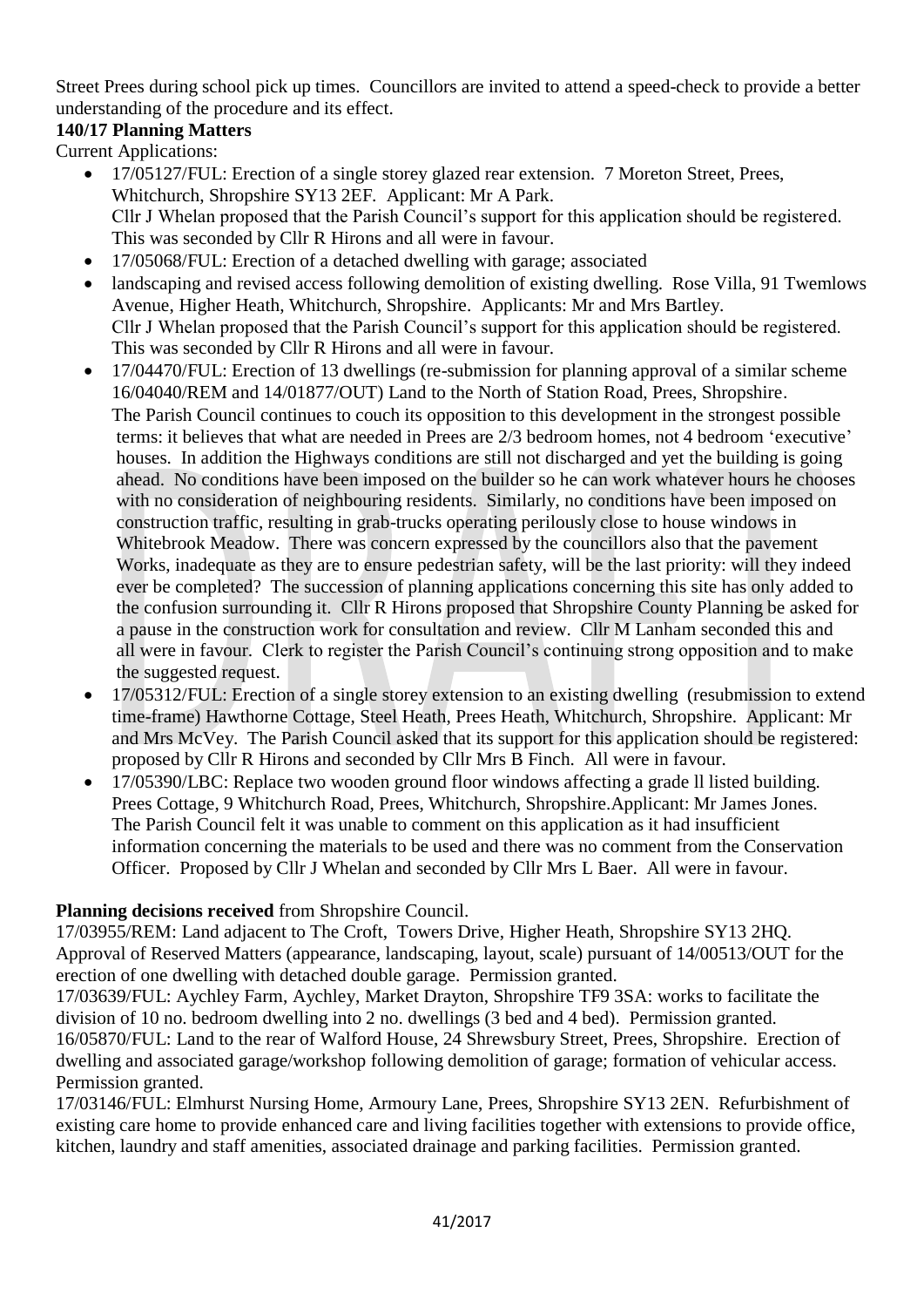Street Prees during school pick up times. Councillors are invited to attend a speed-check to provide a better understanding of the procedure and its effect.

**140/17 Planning Matters**

Current Applications:

- 17/05127/FUL: Erection of a single storey glazed rear extension. 7 Moreton Street, Prees, Whitchurch, Shropshire SY13 2EF. Applicant: Mr A Park.
  Cllr J Whelan proposed that the Parish Council's support for this application should be registered. This was seconded by Cllr R Hirons and all were in favour.
- 17/05068/FUL: Erection of a detached dwelling with garage; associated
- landscaping and revised access following demolition of existing dwelling. Rose Villa, 91 Twemlows Avenue, Higher Heath, Whitchurch, Shropshire. Applicants: Mr and Mrs Bartley.
  Cllr J Whelan proposed that the Parish Council's support for this application should be registered. This was seconded by Cllr R Hirons and all were in favour.
- 17/04470/FUL: Erection of 13 dwellings (re-submission for planning approval of a similar scheme 16/04040/REM and 14/01877/OUT) Land to the North of Station Road, Prees, Shropshire.
  The Parish Council continues to couch its opposition to this development in the strongest possible terms: it believes that what are needed in Prees are 2/3 bedroom homes, not 4 bedroom 'executive' houses. In addition the Highways conditions are still not discharged and yet the building is going ahead. No conditions have been imposed on the builder so he can work whatever hours he chooses with no consideration of neighbouring residents. Similarly, no conditions have been imposed on construction traffic, resulting in grab-trucks operating perilously close to house windows in Whitebrook Meadow. There was concern expressed by the councillors also that the pavement Works, inadequate as they are to ensure pedestrian safety, will be the last priority: will they indeed ever be completed? The succession of planning applications concerning this site has only added to the confusion surrounding it. Cllr R Hirons proposed that Shropshire County Planning be asked for a pause in the construction work for consultation and review. Cllr M Lanham seconded this and all were in favour. Clerk to register the Parish Council's continuing strong opposition and to make the suggested request.
- 17/05312/FUL: Erection of a single storey extension to an existing dwelling (resubmission to extend time-frame) Hawthorne Cottage, Steel Heath, Prees Heath, Whitchurch, Shropshire. Applicant: Mr and Mrs McVey. The Parish Council asked that its support for this application should be registered: proposed by Cllr R Hirons and seconded by Cllr Mrs B Finch. All were in favour.
- 17/05390/LBC: Replace two wooden ground floor windows affecting a grade ll listed building. Prees Cottage, 9 Whitchurch Road, Prees, Whitchurch, Shropshire.Applicant: Mr James Jones.
  The Parish Council felt it was unable to comment on this application as it had insufficient information concerning the materials to be used and there was no comment from the Conservation Officer. Proposed by Cllr J Whelan and seconded by Cllr Mrs L Baer. All were in favour.

**Planning decisions received** from Shropshire Council.

17/03955/REM: Land adjacent to The Croft, Towers Drive, Higher Heath, Shropshire SY13 2HQ. Approval of Reserved Matters (appearance, landscaping, layout, scale) pursuant of 14/00513/OUT for the erection of one dwelling with detached double garage. Permission granted.

17/03639/FUL: Aychley Farm, Aychley, Market Drayton, Shropshire TF9 3SA: works to facilitate the division of 10 no. bedroom dwelling into 2 no. dwellings (3 bed and 4 bed). Permission granted.

16/05870/FUL: Land to the rear of Walford House, 24 Shrewsbury Street, Prees, Shropshire. Erection of dwelling and associated garage/workshop following demolition of garage; formation of vehicular access. Permission granted.

17/03146/FUL: Elmhurst Nursing Home, Armoury Lane, Prees, Shropshire SY13 2EN. Refurbishment of existing care home to provide enhanced care and living facilities together with extensions to provide office, kitchen, laundry and staff amenities, associated drainage and parking facilities. Permission granted.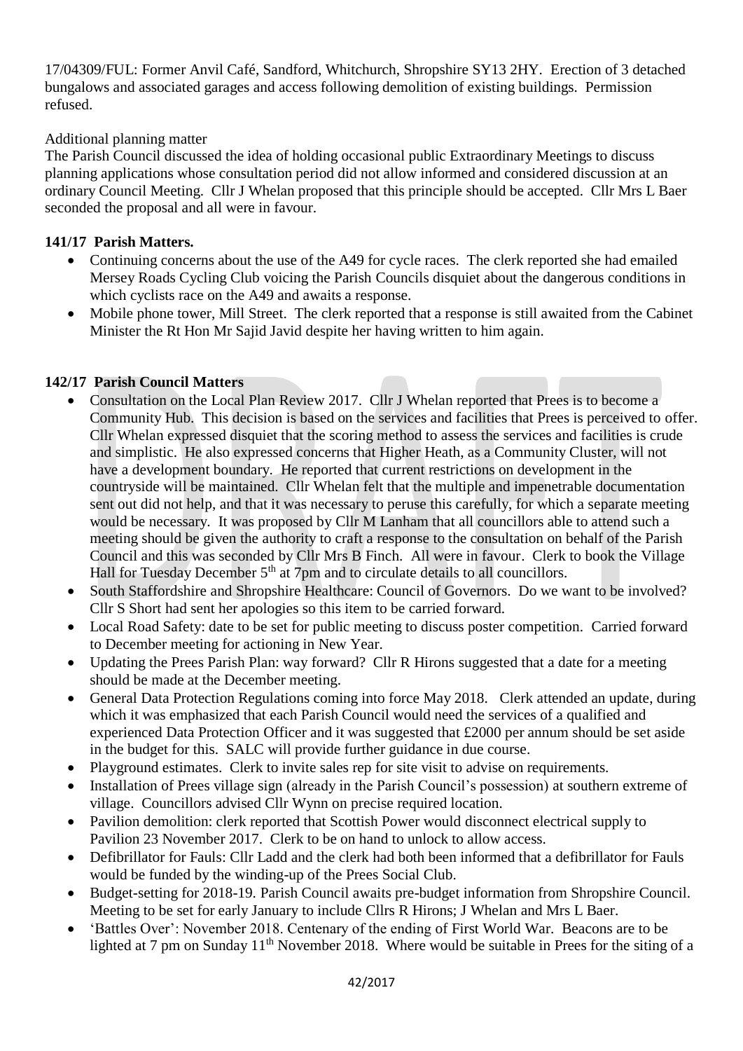17/04309/FUL: Former Anvil Café, Sandford, Whitchurch, Shropshire SY13 2HY. Erection of 3 detached bungalows and associated garages and access following demolition of existing buildings. Permission refused.

Additional planning matter

The Parish Council discussed the idea of holding occasional public Extraordinary Meetings to discuss planning applications whose consultation period did not allow informed and considered discussion at an ordinary Council Meeting. Cllr J Whelan proposed that this principle should be accepted. Cllr Mrs L Baer seconded the proposal and all were in favour.

**141/17 Parish Matters.**

- Continuing concerns about the use of the A49 for cycle races. The clerk reported she had emailed Mersey Roads Cycling Club voicing the Parish Councils disquiet about the dangerous conditions in which cyclists race on the A49 and awaits a response.
- Mobile phone tower, Mill Street. The clerk reported that a response is still awaited from the Cabinet Minister the Rt Hon Mr Sajid Javid despite her having written to him again.

**142/17 Parish Council Matters**

- Consultation on the Local Plan Review 2017. Cllr J Whelan reported that Prees is to become a Community Hub. This decision is based on the services and facilities that Prees is perceived to offer. Cllr Whelan expressed disquiet that the scoring method to assess the services and facilities is crude and simplistic. He also expressed concerns that Higher Heath, as a Community Cluster, will not have a development boundary. He reported that current restrictions on development in the countryside will be maintained. Cllr Whelan felt that the multiple and impenetrable documentation sent out did not help, and that it was necessary to peruse this carefully, for which a separate meeting would be necessary. It was proposed by Cllr M Lanham that all councillors able to attend such a meeting should be given the authority to craft a response to the consultation on behalf of the Parish Council and this was seconded by Cllr Mrs B Finch. All were in favour. Clerk to book the Village Hall for Tuesday December 5th at 7pm and to circulate details to all councillors.
- South Staffordshire and Shropshire Healthcare: Council of Governors. Do we want to be involved? Cllr S Short had sent her apologies so this item to be carried forward.
- Local Road Safety: date to be set for public meeting to discuss poster competition. Carried forward to December meeting for actioning in New Year.
- Updating the Prees Parish Plan: way forward? Cllr R Hirons suggested that a date for a meeting should be made at the December meeting.
- General Data Protection Regulations coming into force May 2018. Clerk attended an update, during which it was emphasized that each Parish Council would need the services of a qualified and experienced Data Protection Officer and it was suggested that £2000 per annum should be set aside in the budget for this. SALC will provide further guidance in due course.
- Playground estimates. Clerk to invite sales rep for site visit to advise on requirements.
- Installation of Prees village sign (already in the Parish Council's possession) at southern extreme of village. Councillors advised Cllr Wynn on precise required location.
- Pavilion demolition: clerk reported that Scottish Power would disconnect electrical supply to Pavilion 23 November 2017. Clerk to be on hand to unlock to allow access.
- Defibrillator for Fauls: Cllr Ladd and the clerk had both been informed that a defibrillator for Fauls would be funded by the winding-up of the Prees Social Club.
- Budget-setting for 2018-19. Parish Council awaits pre-budget information from Shropshire Council. Meeting to be set for early January to include Cllrs R Hirons; J Whelan and Mrs L Baer.
- 'Battles Over': November 2018. Centenary of the ending of First World War. Beacons are to be lighted at 7 pm on Sunday 11th November 2018. Where would be suitable in Prees for the siting of a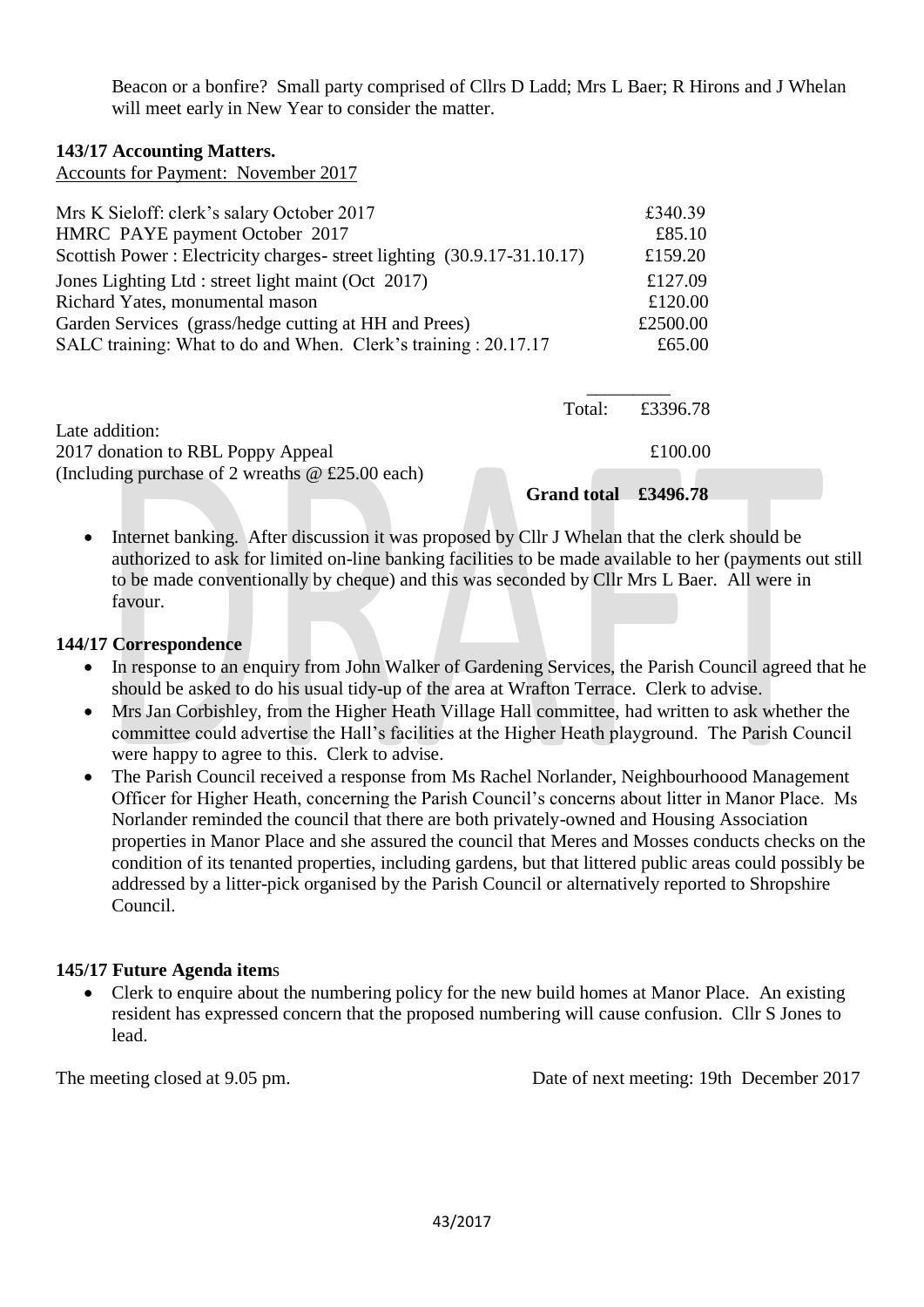Beacon or a bonfire? Small party comprised of Cllrs D Ladd; Mrs L Baer; R Hirons and J Whelan will meet early in New Year to consider the matter.

**143/17 Accounting Matters.**

Accounts for Payment: November 2017

| | |
|---|---|
| Mrs K Sieloff: clerk's salary October 2017 | £340.39 |
| HMRC PAYE payment October 2017 | £85.10 |
| Scottish Power : Electricity charges- street lighting (30.9.17-31.10.17) | £159.20 |
| Jones Lighting Ltd : street light maint (Oct 2017) | £127.09 |
| Richard Yates, monumental mason | £120.00 |
| Garden Services (grass/hedge cutting at HH and Prees) | £2500.00 |
| SALC training: What to do and When. Clerk's training : 20.17.17 | £65.00 |
| Total: | £3396.78 |
| Late addition: | |
| 2017 donation to RBL Poppy Appeal (Including purchase of 2 wreaths @ £25.00 each) | £100.00 |
| **Grand total** | **£3496.78** |

- Internet banking. After discussion it was proposed by Cllr J Whelan that the clerk should be authorized to ask for limited on-line banking facilities to be made available to her (payments out still to be made conventionally by cheque) and this was seconded by Cllr Mrs L Baer. All were in favour.

**144/17 Correspondence**

- In response to an enquiry from John Walker of Gardening Services, the Parish Council agreed that he should be asked to do his usual tidy-up of the area at Wrafton Terrace. Clerk to advise.
- Mrs Jan Corbishley, from the Higher Heath Village Hall committee, had written to ask whether the committee could advertise the Hall's facilities at the Higher Heath playground. The Parish Council were happy to agree to this. Clerk to advise.
- The Parish Council received a response from Ms Rachel Norlander, Neighbourhoood Management Officer for Higher Heath, concerning the Parish Council's concerns about litter in Manor Place. Ms Norlander reminded the council that there are both privately-owned and Housing Association properties in Manor Place and she assured the council that Meres and Mosses conducts checks on the condition of its tenanted properties, including gardens, but that littered public areas could possibly be addressed by a litter-pick organised by the Parish Council or alternatively reported to Shropshire Council.

**145/17 Future Agenda item**s

- Clerk to enquire about the numbering policy for the new build homes at Manor Place. An existing resident has expressed concern that the proposed numbering will cause confusion. Cllr S Jones to lead.

The meeting closed at 9.05 pm. Date of next meeting: 19th December 2017